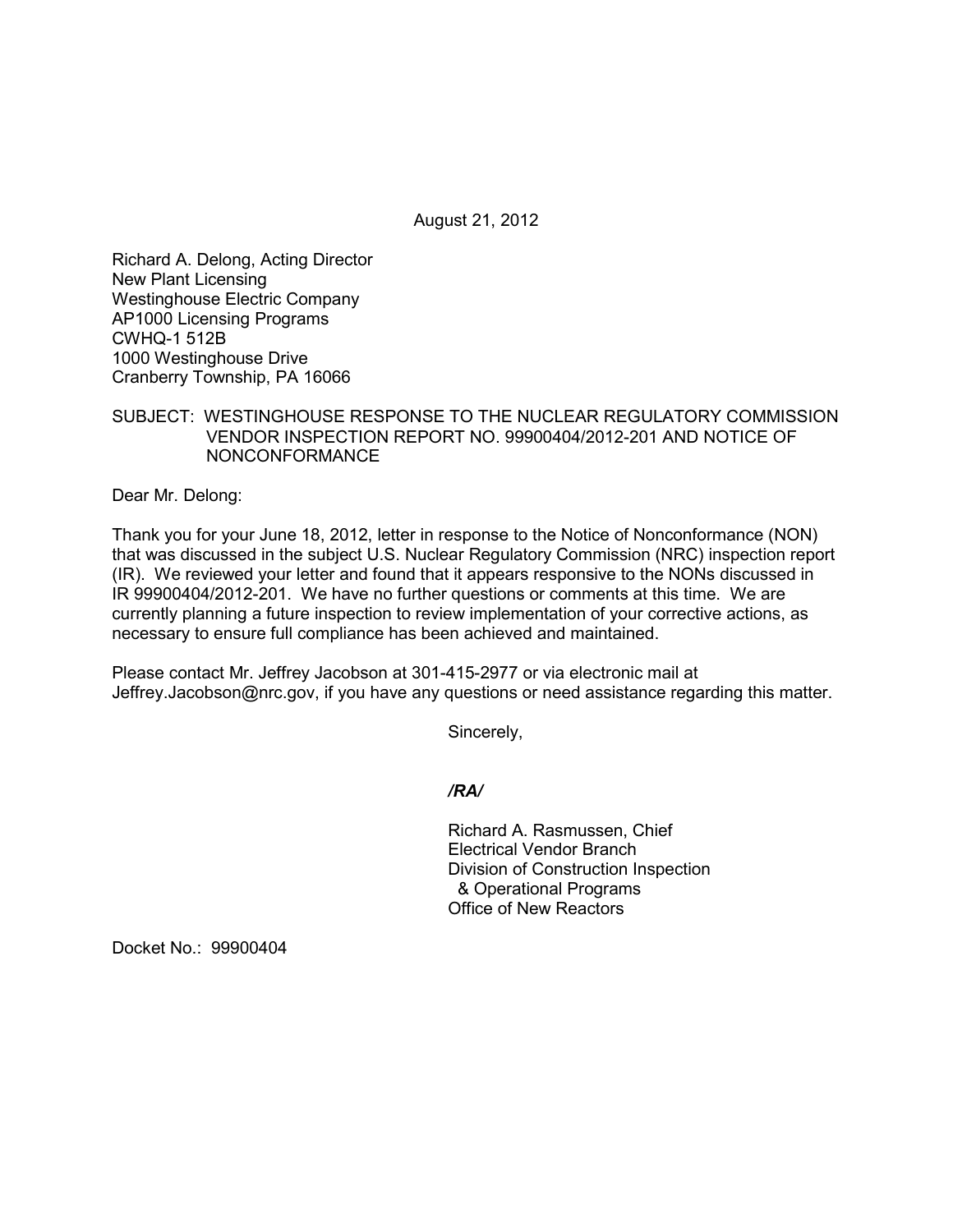August 21, 2012

Richard A. Delong, Acting Director
New Plant Licensing
Westinghouse Electric Company
AP1000 Licensing Programs
CWHQ-1 512B
1000 Westinghouse Drive
Cranberry Township, PA 16066

SUBJECT: WESTINGHOUSE RESPONSE TO THE NUCLEAR REGULATORY COMMISSION VENDOR INSPECTION REPORT NO. 99900404/2012-201 AND NOTICE OF NONCONFORMANCE

Dear Mr. Delong:

Thank you for your June 18, 2012, letter in response to the Notice of Nonconformance (NON) that was discussed in the subject U.S. Nuclear Regulatory Commission (NRC) inspection report (IR). We reviewed your letter and found that it appears responsive to the NONs discussed in IR 99900404/2012-201. We have no further questions or comments at this time. We are currently planning a future inspection to review implementation of your corrective actions, as necessary to ensure full compliance has been achieved and maintained.

Please contact Mr. Jeffrey Jacobson at 301-415-2977 or via electronic mail at Jeffrey.Jacobson@nrc.gov, if you have any questions or need assistance regarding this matter.

Sincerely,

*/RA/*

Richard A. Rasmussen, Chief
Electrical Vendor Branch
Division of Construction Inspection
& Operational Programs
Office of New Reactors

Docket No.: 99900404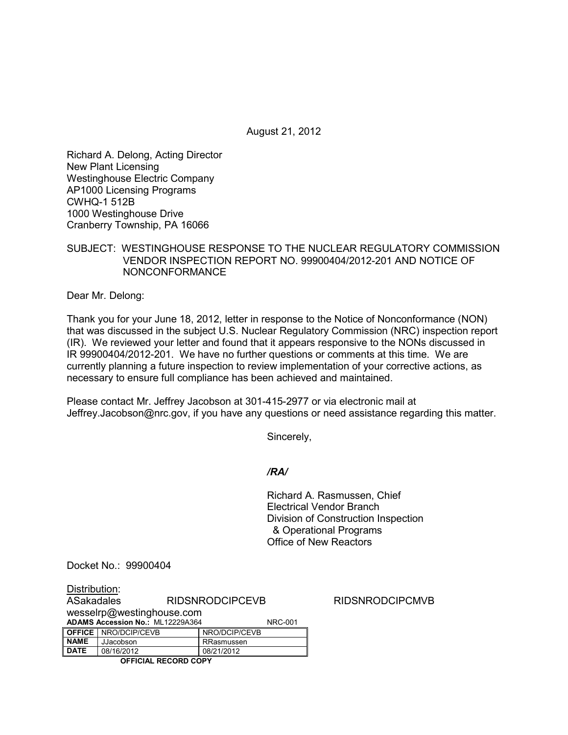August 21, 2012

Richard A. Delong, Acting Director
New Plant Licensing
Westinghouse Electric Company
AP1000 Licensing Programs
CWHQ-1 512B
1000 Westinghouse Drive
Cranberry Township, PA 16066

SUBJECT: WESTINGHOUSE RESPONSE TO THE NUCLEAR REGULATORY COMMISSION VENDOR INSPECTION REPORT NO. 99900404/2012-201 AND NOTICE OF NONCONFORMANCE

Dear Mr. Delong:

Thank you for your June 18, 2012, letter in response to the Notice of Nonconformance (NON) that was discussed in the subject U.S. Nuclear Regulatory Commission (NRC) inspection report (IR). We reviewed your letter and found that it appears responsive to the NONs discussed in IR 99900404/2012-201. We have no further questions or comments at this time. We are currently planning a future inspection to review implementation of your corrective actions, as necessary to ensure full compliance has been achieved and maintained.

Please contact Mr. Jeffrey Jacobson at 301-415-2977 or via electronic mail at Jeffrey.Jacobson@nrc.gov, if you have any questions or need assistance regarding this matter.

Sincerely,

*/RA/*

Richard A. Rasmussen, Chief
Electrical Vendor Branch
Division of Construction Inspection
& Operational Programs
Office of New Reactors

Docket No.: 99900404

Distribution:
ASakadales RIDSNRODCIPCEVB RIDSNRODCIPCMVB
wesselrp@westinghouse.com

**ADAMS Accession No.:** ML12229A364 NRC-001

| | | |
|---|---|---|
| **OFFICE** | NRO/DCIP/CEVB | NRO/DCIP/CEVB |
| **NAME** | JJacobson | RRasmussen |
| **DATE** | 08/16/2012 | 08/21/2012 |

**OFFICIAL RECORD COPY**